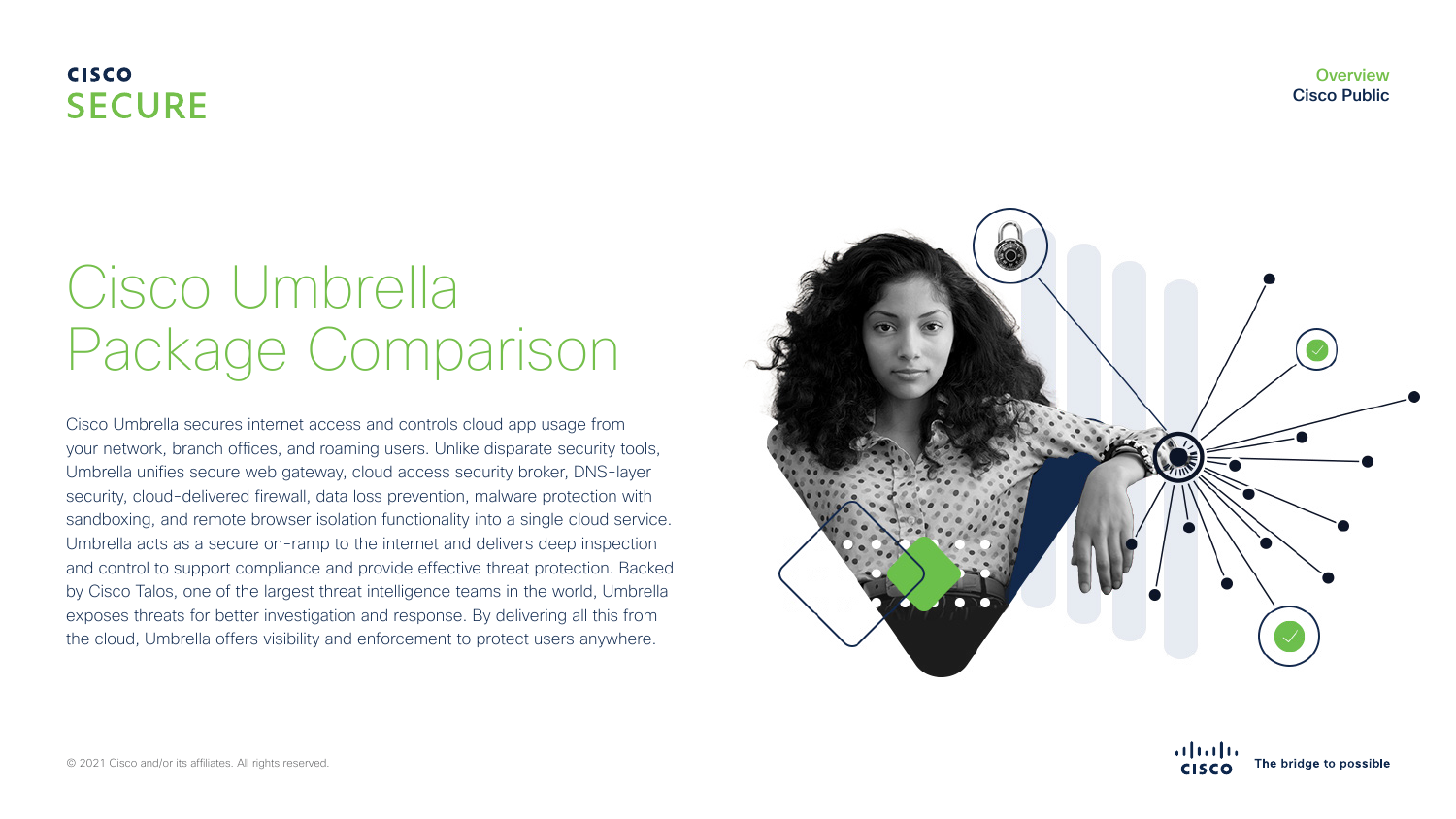CISCO
SECURE

Overview
Cisco Public

# Cisco Umbrella Package Comparison

Cisco Umbrella secures internet access and controls cloud app usage from your network, branch offices, and roaming users. Unlike disparate security tools, Umbrella unifies secure web gateway, cloud access security broker, DNS-layer security, cloud-delivered firewall, data loss prevention, malware protection with sandboxing, and remote browser isolation functionality into a single cloud service. Umbrella acts as a secure on-ramp to the internet and delivers deep inspection and control to support compliance and provide effective threat protection. Backed by Cisco Talos, one of the largest threat intelligence teams in the world, Umbrella exposes threats for better investigation and response. By delivering all this from the cloud, Umbrella offers visibility and enforcement to protect users anywhere.

© 2021 Cisco and/or its affiliates. All rights reserved.

The bridge to possible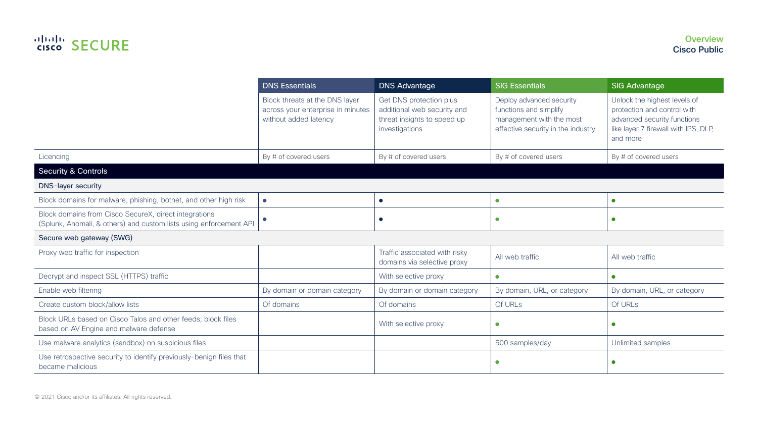| | DNS Essentials | DNS Advantage | SIG Essentials | SIG Advantage |
|---|---|---|---|---|
| | Block threats at the DNS layer across your enterprise in minutes without added latency | Get DNS protection plus additional web security and threat insights to speed up investigations | Deploy advanced security functions and simplify management with the most effective security in the industry | Unlock the highest levels of protection and control with advanced security functions like layer 7 firewall with IPS, DLP, and more |
| Licencing | By # of covered users | By # of covered users | By # of covered users | By # of covered users |
| **Security & Controls** | | | | |
| **DNS-layer security** | | | | |
| Block domains for malware, phishing, botnet, and other high risk | ● | ● | ● | ● |
| Block domains from Cisco SecureX, direct integrations (Splunk, Anomali, & others) and custom lists using enforcement API | ● | ● | ● | ● |
| **Secure web gateway (SWG)** | | | | |
| Proxy web traffic for inspection | | Traffic associated with risky domains via selective proxy | All web traffic | All web traffic |
| Decrypt and inspect SSL (HTTPS) traffic | | With selective proxy | ● | ● |
| Enable web filtering | By domain or domain category | By domain or domain category | By domain, URL, or category | By domain, URL, or category |
| Create custom block/allow lists | Of domains | Of domains | Of URLs | Of URLs |
| Block URLs based on Cisco Talos and other feeds; block files based on AV Engine and malware defense | | With selective proxy | ● | ● |
| Use malware analytics (sandbox) on suspicious files | | | 500 samples/day | Unlimited samples |
| Use retrospective security to identify previously-benign files that became malicious | | | ● | ● |

© 2021 Cisco and/or its affiliates. All rights reserved.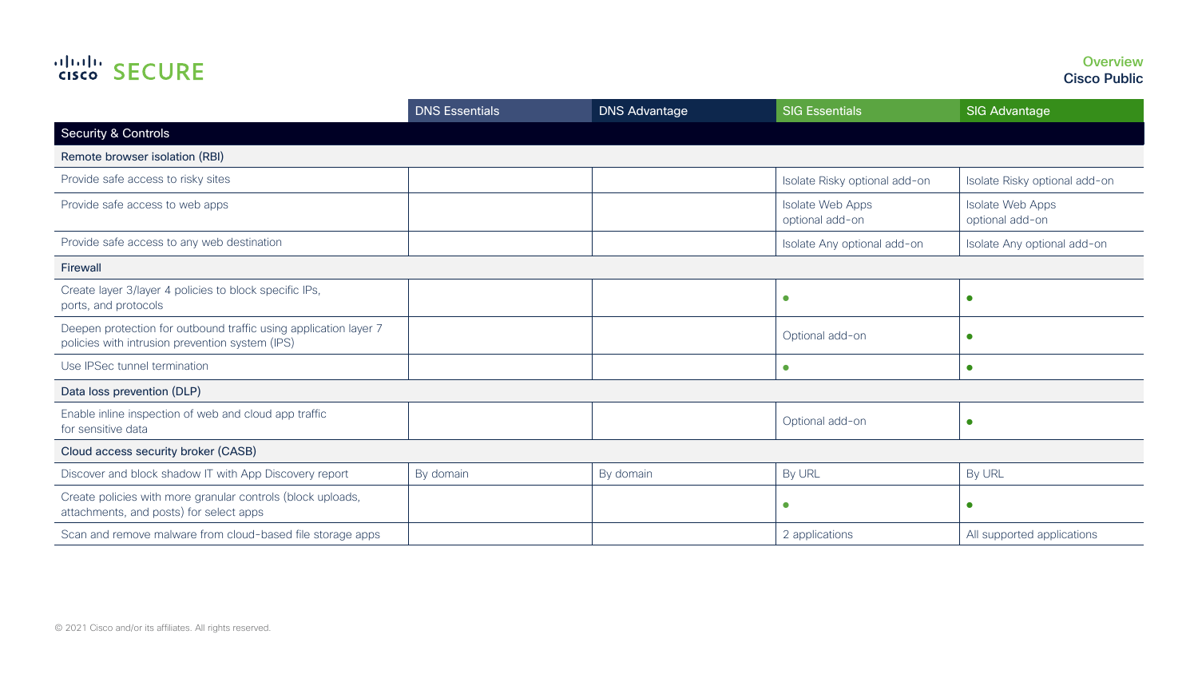| | DNS Essentials | DNS Advantage | SIG Essentials | SIG Advantage |
|---|---|---|---|---|
| **Security & Controls** | | | | |
| **Remote browser isolation (RBI)** | | | | |
| Provide safe access to risky sites | | | Isolate Risky optional add-on | Isolate Risky optional add-on |
| Provide safe access to web apps | | | Isolate Web Apps optional add-on | Isolate Web Apps optional add-on |
| Provide safe access to any web destination | | | Isolate Any optional add-on | Isolate Any optional add-on |
| **Firewall** | | | | |
| Create layer 3/layer 4 policies to block specific IPs, ports, and protocols | | | ● | ● |
| Deepen protection for outbound traffic using application layer 7 policies with intrusion prevention system (IPS) | | | Optional add-on | ● |
| Use IPSec tunnel termination | | | ● | ● |
| **Data loss prevention (DLP)** | | | | |
| Enable inline inspection of web and cloud app traffic for sensitive data | | | Optional add-on | ● |
| **Cloud access security broker (CASB)** | | | | |
| Discover and block shadow IT with App Discovery report | By domain | By domain | By URL | By URL |
| Create policies with more granular controls (block uploads, attachments, and posts) for select apps | | | ● | ● |
| Scan and remove malware from cloud-based file storage apps | | | 2 applications | All supported applications |

© 2021 Cisco and/or its affiliates. All rights reserved.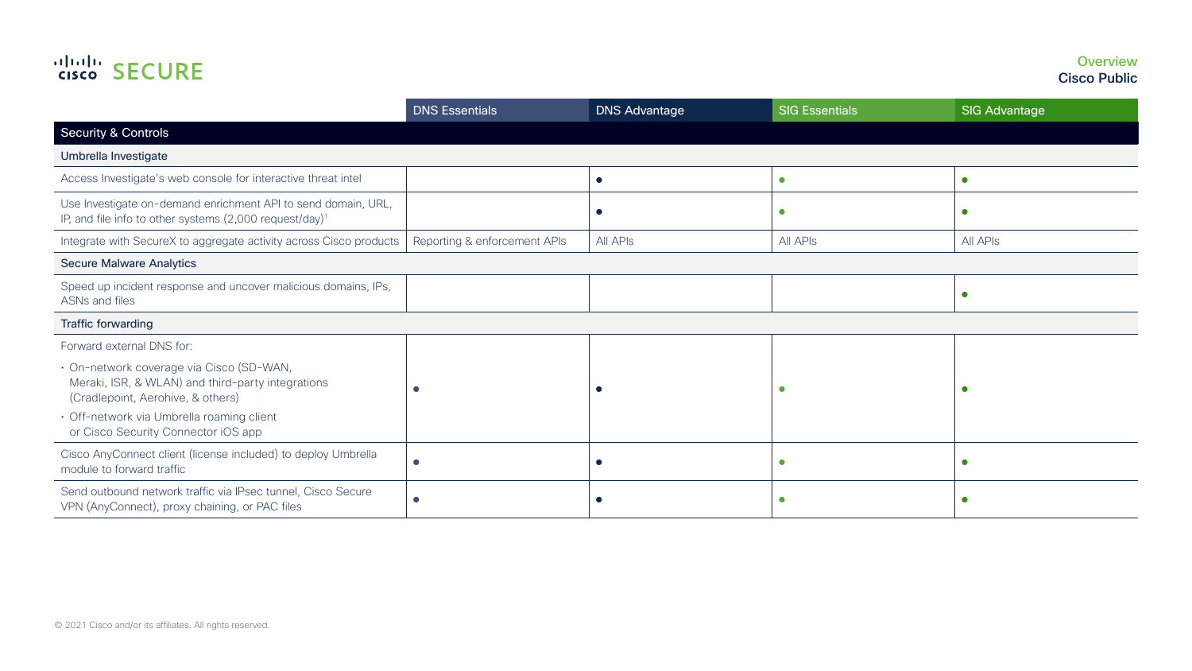| | DNS Essentials | DNS Advantage | SIG Essentials | SIG Advantage |
|---|---|---|---|---|
| **Security & Controls** | | | | |
| **Umbrella Investigate** | | | | |
| Access Investigate's web console for interactive threat intel | | ● | ● | ● |
| Use Investigate on-demand enrichment API to send domain, URL, IP, and file info to other systems (2,000 request/day)[1] | | ● | ● | ● |
| Integrate with SecureX to aggregate activity across Cisco products | Reporting & enforcement APIs | All APIs | All APIs | All APIs |
| **Secure Malware Analytics** | | | | |
| Speed up incident response and uncover malicious domains, IPs, ASNs and files | | | | ● |
| **Traffic forwarding** | | | | |
| Forward external DNS for: • On-network coverage via Cisco (SD-WAN, Meraki, ISR, & WLAN) and third-party integrations (Cradlepoint, Aerohive, & others) • Off-network via Umbrella roaming client or Cisco Security Connector iOS app | ● | ● | ● | ● |
| Cisco AnyConnect client (license included) to deploy Umbrella module to forward traffic | ● | ● | ● | ● |
| Send outbound network traffic via IPsec tunnel, Cisco Secure VPN (AnyConnect), proxy chaining, or PAC files | ● | ● | ● | ● |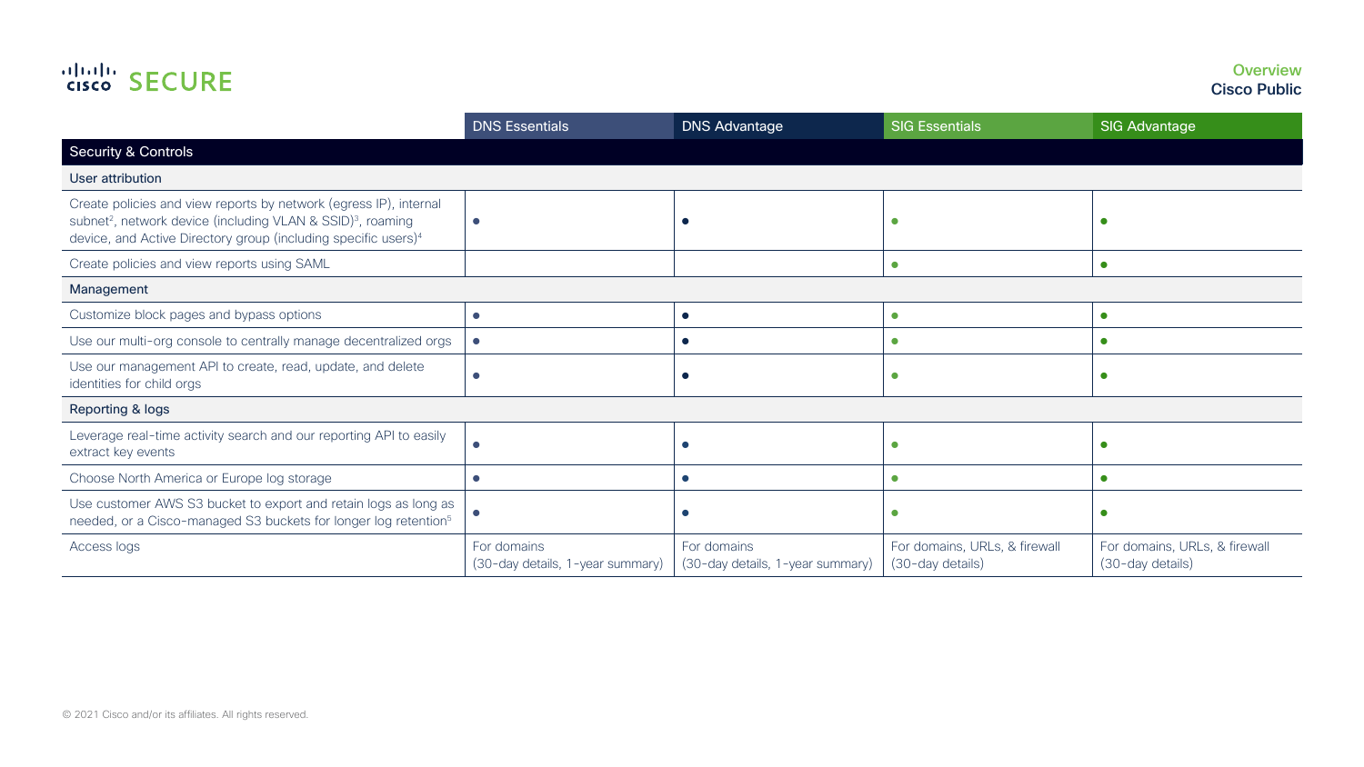| | DNS Essentials | DNS Advantage | SIG Essentials | SIG Advantage |
|---|---|---|---|---|
| **Security & Controls** | | | | |
| **User attribution** | | | | |
| Create policies and view reports by network (egress IP), internal subnet[2], network device (including VLAN & SSID)[3], roaming device, and Active Directory group (including specific users)[4] | ● | ● | ● | ● |
| Create policies and view reports using SAML | | | ● | ● |
| **Management** | | | | |
| Customize block pages and bypass options | ● | ● | ● | ● |
| Use our multi-org console to centrally manage decentralized orgs | ● | ● | ● | ● |
| Use our management API to create, read, update, and delete identities for child orgs | ● | ● | ● | ● |
| **Reporting & logs** | | | | |
| Leverage real-time activity search and our reporting API to easily extract key events | ● | ● | ● | ● |
| Choose North America or Europe log storage | ● | ● | ● | ● |
| Use customer AWS S3 bucket to export and retain logs as long as needed, or a Cisco-managed S3 buckets for longer log retention[5] | ● | ● | ● | ● |
| Access logs | For domains (30-day details, 1-year summary) | For domains (30-day details, 1-year summary) | For domains, URLs, & firewall (30-day details) | For domains, URLs, & firewall (30-day details) |

© 2021 Cisco and/or its affiliates. All rights reserved.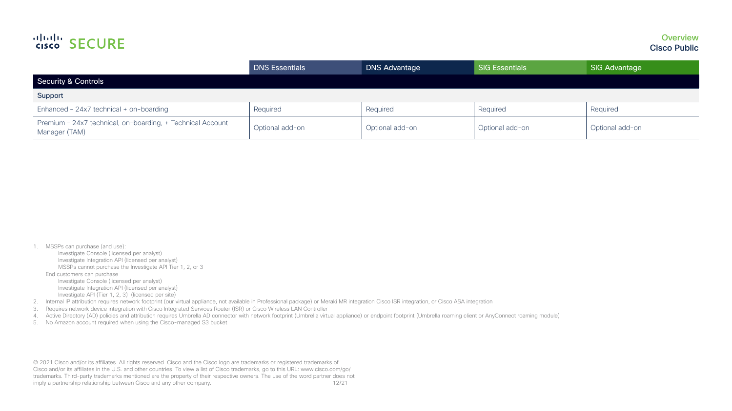| | DNS Essentials | DNS Advantage | SIG Essentials | SIG Advantage |
|---|---|---|---|---|
| **Security & Controls** | | | | |
| **Support** | | | | |
| Enhanced – 24x7 technical + on-boarding | Required | Required | Required | Required |
| Premium – 24x7 technical, on-boarding, + Technical Account Manager (TAM) | Optional add-on | Optional add-on | Optional add-on | Optional add-on |

1. MSSPs can purchase (and use):
   - Investigate Console (licensed per analyst)
   - Investigate Integration API (licensed per analyst)
   - MSSPs cannot purchase the Investigate API Tier 1, 2, or 3

   End customers can purchase
   - Investigate Console (licensed per analyst)
   - Investigate Integration API (licensed per analyst)
   - Investigate API (Tier 1, 2, 3) (licensed per site)
2. Internal IP attribution requires network footprint (our virtual appliance, not available in Professional package) or Meraki MR integration Cisco ISR integration, or Cisco ASA integration
3. Requires network device integration with Cisco Integrated Services Router (ISR) or Cisco Wireless LAN Controller
4. Active Directory (AD) policies and attribution requires Umbrella AD connector with network footprint (Umbrella virtual appliance) or endpoint footprint (Umbrella roaming client or AnyConnect roaming module)
5. No Amazon account required when using the Cisco-managed S3 bucket

© 2021 Cisco and/or its affiliates. All rights reserved. Cisco and the Cisco logo are trademarks or registered trademarks of Cisco and/or its affiliates in the U.S. and other countries. To view a list of Cisco trademarks, go to this URL: www.cisco.com/go/trademarks. Third-party trademarks mentioned are the property of their respective owners. The use of the word partner does not imply a partnership relationship between Cisco and any other company. 12/21